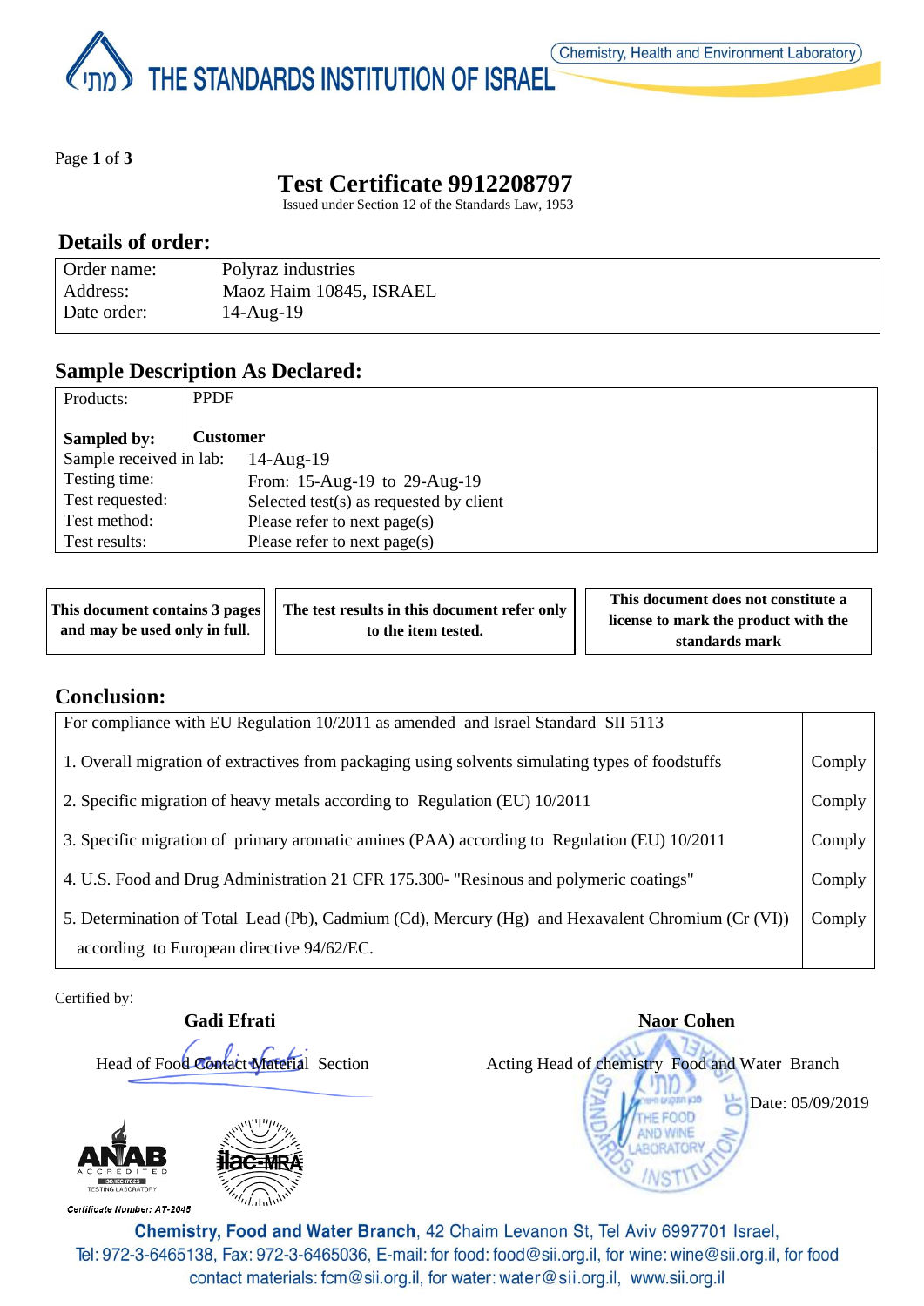THE STANDARDS INSTITUTION OF ISRAEL

Chemistry, Health and Environment Laboratory

# Test Certificate 9912208797

Issued under Section 12 of the Standards Law, 1953

## Details of order:

| | |
|---|---|
| Order name: | Polyraz industries |
| Address: | Maoz Haim 10845, ISRAEL |
| Date order: | 14-Aug-19 |

## Sample Description As Declared:

| | |
|---|---|
| Products: | PPDF |
| **Sampled by:** | **Customer** |
| Sample received in lab: | 14-Aug-19 |
| Testing time: | From: 15-Aug-19 to 29-Aug-19 |
| Test requested: | Selected test(s) as requested by client |
| Test method: | Please refer to next page(s) |
| Test results: | Please refer to next page(s) |

| | | |
|---|---|---|
| **This document contains 3 pages and may be used only in full.** | **The test results in this document refer only to the item tested.** | **This document does not constitute a license to mark the product with the standards mark** |

## Conclusion:

| For compliance with EU Regulation 10/2011 as amended and Israel Standard SII 5113 | |
|---|---|
| 1. Overall migration of extractives from packaging using solvents simulating types of foodstuffs | Comply |
| 2. Specific migration of heavy metals according to Regulation (EU) 10/2011 | Comply |
| 3. Specific migration of primary aromatic amines (PAA) according to Regulation (EU) 10/2011 | Comply |
| 4. U.S. Food and Drug Administration 21 CFR 175.300- "Resinous and polymeric coatings" | Comply |
| 5. Determination of Total Lead (Pb), Cadmium (Cd), Mercury (Hg) and Hexavalent Chromium (Cr (VI)) according to European directive 94/62/EC. | Comply |

Certified by:

**Gadi Efrati**
Head of Food Contact Material Section

**Naor Cohen**
Acting Head of chemistry Food and Water Branch

Date: 05/09/2019

ANAB ACCREDITED ISO/IEC 17025 TESTING LABORATORY

Certificate Number: AT-2045

ilac-MRA

**Chemistry, Food and Water Branch**, 42 Chaim Levanon St, Tel Aviv 6997701 Israel,
Tel: 972-3-6465138, Fax: 972-3-6465036, E-mail: for food: food@sii.org.il, for wine: wine@sii.org.il, for food contact materials: fcm@sii.org.il, for water: water@sii.org.il, www.sii.org.il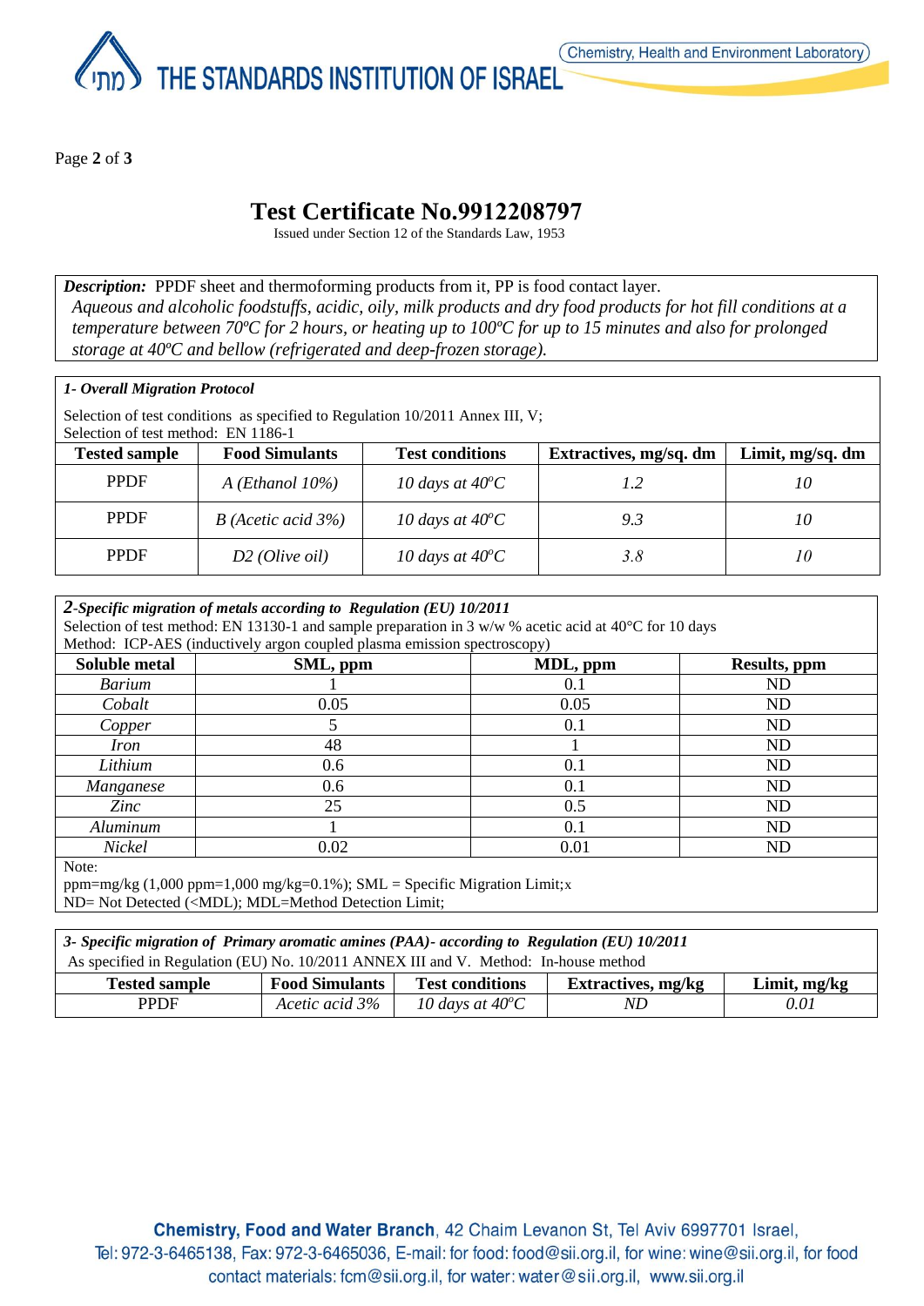# Test Certificate No.9912208797

Issued under Section 12 of the Standards Law, 1953

***Description:*** PPDF sheet and thermoforming products from it, PP is food contact layer.
*Aqueous and alcoholic foodstuffs, acidic, oily, milk products and dry food products for hot fill conditions at a temperature between 70ºC for 2 hours, or heating up to 100ºC for up to 15 minutes and also for prolonged storage at 40ºC and bellow (refrigerated and deep-frozen storage).*

***1- Overall Migration Protocol***

Selection of test conditions as specified to Regulation 10/2011 Annex III, V;
Selection of test method: EN 1186-1

| Tested sample | Food Simulants | Test conditions | Extractives, mg/sq. dm | Limit, mg/sq. dm |
|---|---|---|---|---|
| PPDF | *A (Ethanol 10%)* | *10 days at 40ºC* | *1.2* | *10* |
| PPDF | *B (Acetic acid 3%)* | *10 days at 40ºC* | *9.3* | *10* |
| PPDF | *D2 (Olive oil)* | *10 days at 40ºC* | *3.8* | *10* |

***2-Specific migration of metals according to Regulation (EU) 10/2011***

Selection of test method: EN 13130-1 and sample preparation in 3 w/w % acetic acid at 40°C for 10 days
Method: ICP-AES (inductively argon coupled plasma emission spectroscopy)

| Soluble metal | SML, ppm | MDL, ppm | Results, ppm |
|---|---|---|---|
| *Barium* | 1 | 0.1 | ND |
| *Cobalt* | 0.05 | 0.05 | ND |
| *Copper* | 5 | 0.1 | ND |
| *Iron* | 48 | 1 | ND |
| *Lithium* | 0.6 | 0.1 | ND |
| *Manganese* | 0.6 | 0.1 | ND |
| *Zinc* | 25 | 0.5 | ND |
| *Aluminum* | 1 | 0.1 | ND |
| *Nickel* | 0.02 | 0.01 | ND |

Note:
ppm=mg/kg (1,000 ppm=1,000 mg/kg=0.1%); SML = Specific Migration Limit;x
ND= Not Detected (<MDL); MDL=Method Detection Limit;

***3- Specific migration of Primary aromatic amines (PAA)- according to Regulation (EU) 10/2011***

As specified in Regulation (EU) No. 10/2011 ANNEX III and V. Method: In-house method

| Tested sample | Food Simulants | Test conditions | Extractives, mg/kg | Limit, mg/kg |
|---|---|---|---|---|
| PPDF | *Acetic acid 3%* | *10 days at 40ºC* | *ND* | *0.01* |

**Chemistry, Food and Water Branch**, 42 Chaim Levanon St, Tel Aviv 6997701 Israel,
Tel: 972-3-6465138, Fax: 972-3-6465036, E-mail: for food: food@sii.org.il, for wine: wine@sii.org.il, for food contact materials: fcm@sii.org.il, for water: water@sii.org.il, www.sii.org.il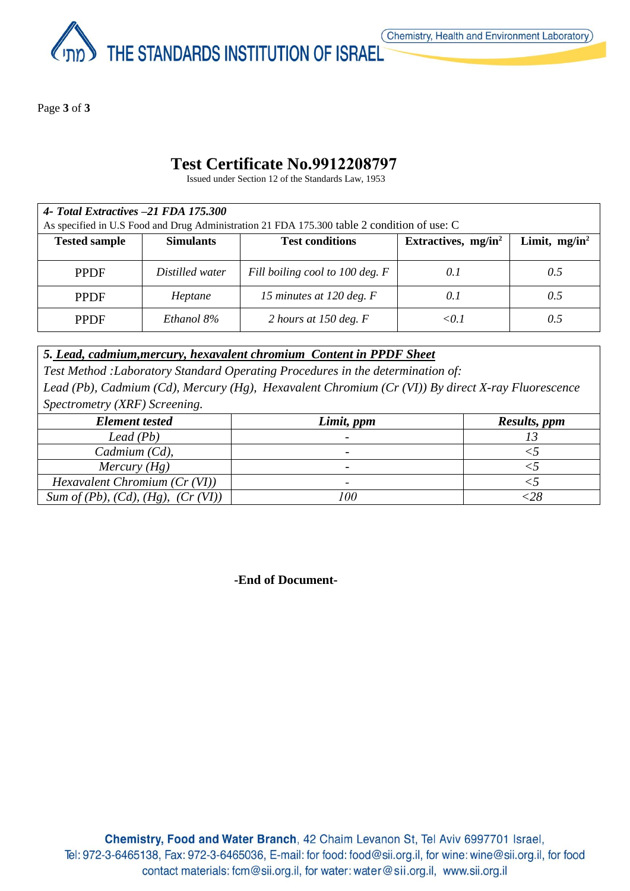# Test Certificate No.9912208797

Issued under Section 12 of the Standards Law, 1953

***4- Total Extractives –21 FDA 175.300***

As specified in U.S Food and Drug Administration 21 FDA 175.300 table 2 condition of use: C

| **Tested sample** | **Simulants** | **Test conditions** | **Extractives, $mg/in^2$** | **Limit, $mg/in^2$** |
|---|---|---|---|---|
| PPDF | *Distilled water* | *Fill boiling cool to 100 deg. F* | *0.1* | *0.5* |
| PPDF | *Heptane* | *15 minutes at 120 deg. F* | *0.1* | *0.5* |
| PPDF | *Ethanol 8%* | *2 hours at 150 deg. F* | *<0.1* | *0.5* |

***5. Lead, cadmium,mercury, hexavalent chromium Content in PPDF Sheet***

*Test Method :Laboratory Standard Operating Procedures in the determination of:*

*Lead (Pb), Cadmium (Cd), Mercury (Hg), Hexavalent Chromium (Cr (VI)) By direct X-ray Fluorescence Spectrometry (XRF) Screening.*

| ***Element tested*** | ***Limit, ppm*** | ***Results, ppm*** |
|---|---|---|
| *Lead (Pb)* | - | *13* |
| *Cadmium (Cd),* | - | *<5* |
| *Mercury (Hg)* | - | *<5* |
| *Hexavalent Chromium (Cr (VI))* | - | *<5* |
| *Sum of (Pb), (Cd), (Hg), (Cr (VI))* | *100* | *<28* |

**-End of Document-**